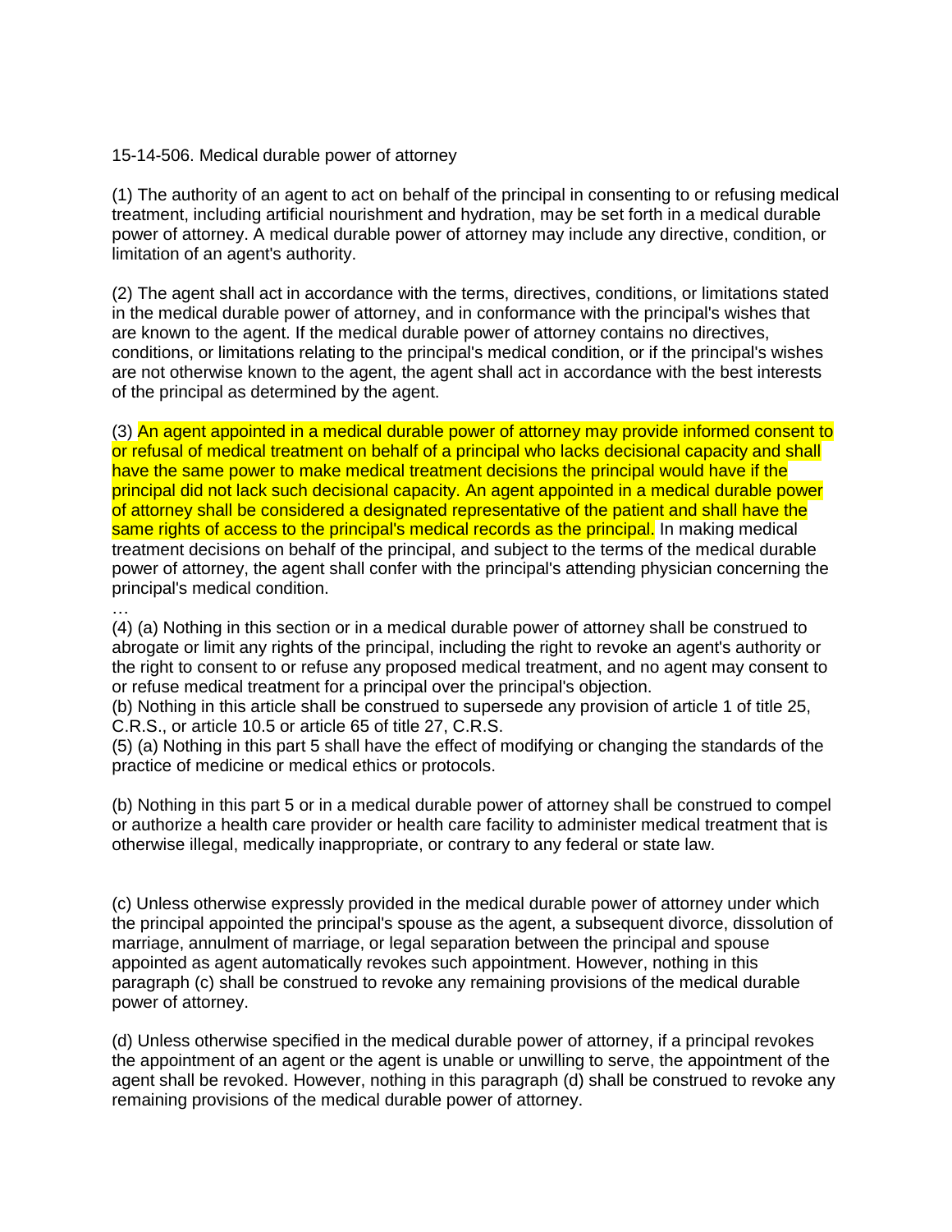15-14-506. Medical durable power of attorney

(1) The authority of an agent to act on behalf of the principal in consenting to or refusing medical treatment, including artificial nourishment and hydration, may be set forth in a medical durable power of attorney. A medical durable power of attorney may include any directive, condition, or limitation of an agent's authority.

(2) The agent shall act in accordance with the terms, directives, conditions, or limitations stated in the medical durable power of attorney, and in conformance with the principal's wishes that are known to the agent. If the medical durable power of attorney contains no directives, conditions, or limitations relating to the principal's medical condition, or if the principal's wishes are not otherwise known to the agent, the agent shall act in accordance with the best interests of the principal as determined by the agent.

(3) An agent appointed in a medical durable power of attorney may provide informed consent to or refusal of medical treatment on behalf of a principal who lacks decisional capacity and shall have the same power to make medical treatment decisions the principal would have if the principal did not lack such decisional capacity. An agent appointed in a medical durable power of attorney shall be considered a designated representative of the patient and shall have the same rights of access to the principal's medical records as the principal. In making medical treatment decisions on behalf of the principal, and subject to the terms of the medical durable power of attorney, the agent shall confer with the principal's attending physician concerning the principal's medical condition.

…

(4) (a) Nothing in this section or in a medical durable power of attorney shall be construed to abrogate or limit any rights of the principal, including the right to revoke an agent's authority or the right to consent to or refuse any proposed medical treatment, and no agent may consent to or refuse medical treatment for a principal over the principal's objection.

(b) Nothing in this article shall be construed to supersede any provision of article 1 of title 25, C.R.S., or article 10.5 or article 65 of title 27, C.R.S.

(5) (a) Nothing in this part 5 shall have the effect of modifying or changing the standards of the practice of medicine or medical ethics or protocols.

(b) Nothing in this part 5 or in a medical durable power of attorney shall be construed to compel or authorize a health care provider or health care facility to administer medical treatment that is otherwise illegal, medically inappropriate, or contrary to any federal or state law.

(c) Unless otherwise expressly provided in the medical durable power of attorney under which the principal appointed the principal's spouse as the agent, a subsequent divorce, dissolution of marriage, annulment of marriage, or legal separation between the principal and spouse appointed as agent automatically revokes such appointment. However, nothing in this paragraph (c) shall be construed to revoke any remaining provisions of the medical durable power of attorney.

(d) Unless otherwise specified in the medical durable power of attorney, if a principal revokes the appointment of an agent or the agent is unable or unwilling to serve, the appointment of the agent shall be revoked. However, nothing in this paragraph (d) shall be construed to revoke any remaining provisions of the medical durable power of attorney.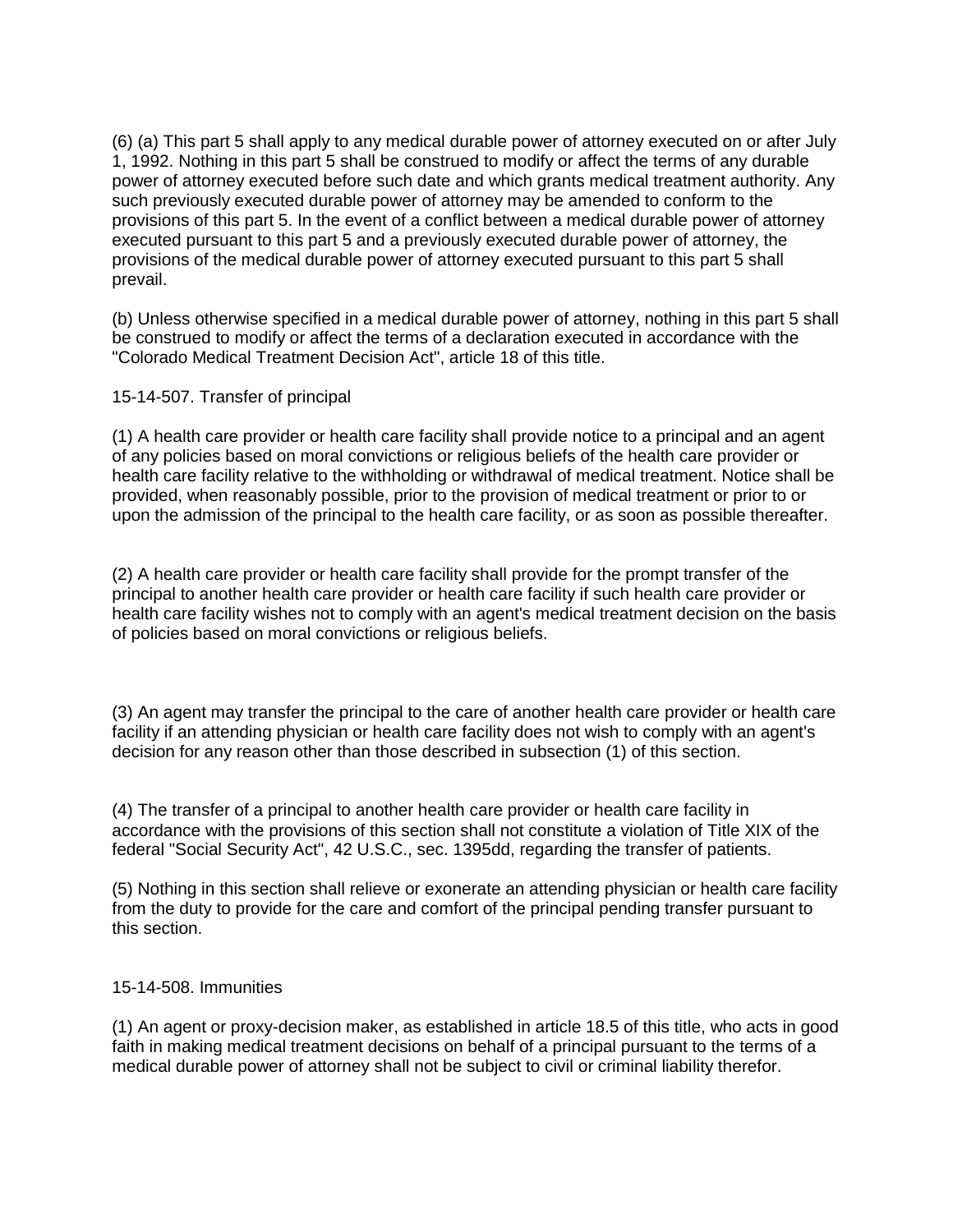(6) (a) This part 5 shall apply to any medical durable power of attorney executed on or after July 1, 1992. Nothing in this part 5 shall be construed to modify or affect the terms of any durable power of attorney executed before such date and which grants medical treatment authority. Any such previously executed durable power of attorney may be amended to conform to the provisions of this part 5. In the event of a conflict between a medical durable power of attorney executed pursuant to this part 5 and a previously executed durable power of attorney, the provisions of the medical durable power of attorney executed pursuant to this part 5 shall prevail.

(b) Unless otherwise specified in a medical durable power of attorney, nothing in this part 5 shall be construed to modify or affect the terms of a declaration executed in accordance with the "Colorado Medical Treatment Decision Act", article 18 of this title.

15-14-507. Transfer of principal

(1) A health care provider or health care facility shall provide notice to a principal and an agent of any policies based on moral convictions or religious beliefs of the health care provider or health care facility relative to the withholding or withdrawal of medical treatment. Notice shall be provided, when reasonably possible, prior to the provision of medical treatment or prior to or upon the admission of the principal to the health care facility, or as soon as possible thereafter.

(2) A health care provider or health care facility shall provide for the prompt transfer of the principal to another health care provider or health care facility if such health care provider or health care facility wishes not to comply with an agent's medical treatment decision on the basis of policies based on moral convictions or religious beliefs.

(3) An agent may transfer the principal to the care of another health care provider or health care facility if an attending physician or health care facility does not wish to comply with an agent's decision for any reason other than those described in subsection (1) of this section.

(4) The transfer of a principal to another health care provider or health care facility in accordance with the provisions of this section shall not constitute a violation of Title XIX of the federal "Social Security Act", 42 U.S.C., sec. 1395dd, regarding the transfer of patients.

(5) Nothing in this section shall relieve or exonerate an attending physician or health care facility from the duty to provide for the care and comfort of the principal pending transfer pursuant to this section.

15-14-508. Immunities

(1) An agent or proxy-decision maker, as established in article 18.5 of this title, who acts in good faith in making medical treatment decisions on behalf of a principal pursuant to the terms of a medical durable power of attorney shall not be subject to civil or criminal liability therefor.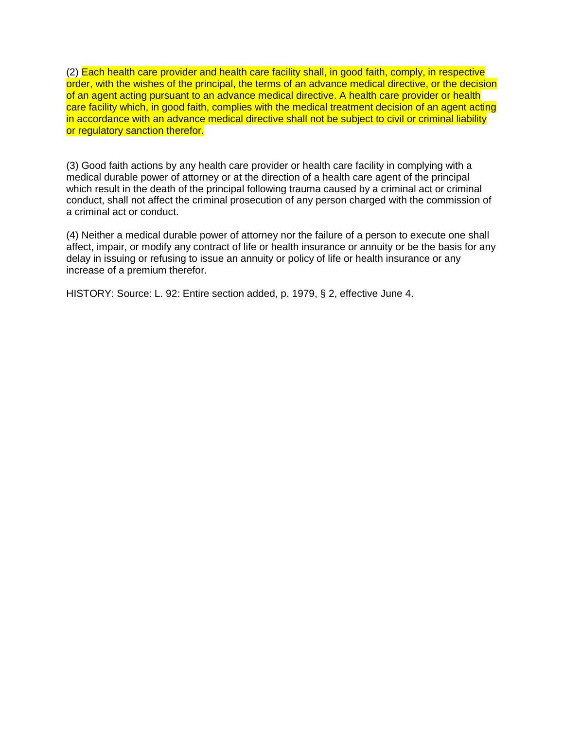(2) Each health care provider and health care facility shall, in good faith, comply, in respective order, with the wishes of the principal, the terms of an advance medical directive, or the decision of an agent acting pursuant to an advance medical directive. A health care provider or health care facility which, in good faith, complies with the medical treatment decision of an agent acting in accordance with an advance medical directive shall not be subject to civil or criminal liability or regulatory sanction therefor.

(3) Good faith actions by any health care provider or health care facility in complying with a medical durable power of attorney or at the direction of a health care agent of the principal which result in the death of the principal following trauma caused by a criminal act or criminal conduct, shall not affect the criminal prosecution of any person charged with the commission of a criminal act or conduct.

(4) Neither a medical durable power of attorney nor the failure of a person to execute one shall affect, impair, or modify any contract of life or health insurance or annuity or be the basis for any delay in issuing or refusing to issue an annuity or policy of life or health insurance or any increase of a premium therefor.

HISTORY: Source: L. 92: Entire section added, p. 1979, § 2, effective June 4.